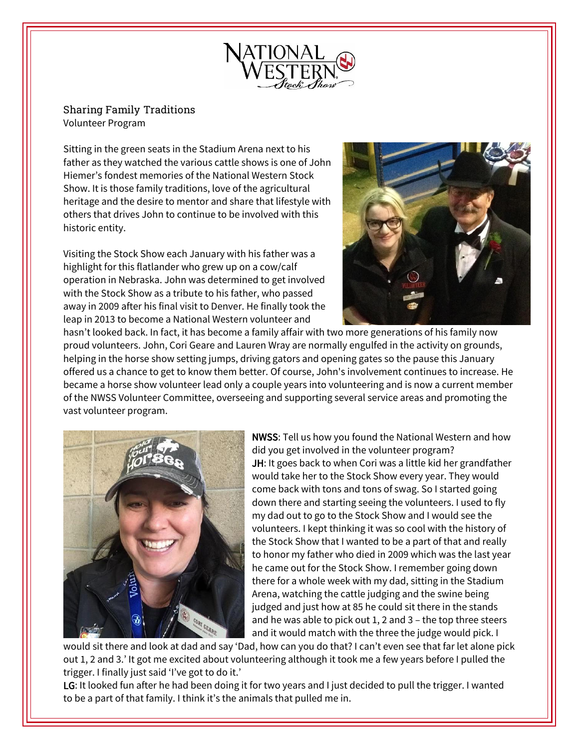## Sharing Family Traditions

Volunteer Program

Sitting in the green seats in the Stadium Arena next to his father as they watched the various cattle shows is one of John Hiemer's fondest memories of the National Western Stock Show. It is those family traditions, love of the agricultural heritage and the desire to mentor and share that lifestyle with others that drives John to continue to be involved with this historic entity.

Visiting the Stock Show each January with his father was a highlight for this flatlander who grew up on a cow/calf operation in Nebraska. John was determined to get involved with the Stock Show as a tribute to his father, who passed away in 2009 after his final visit to Denver. He finally took the leap in 2013 to become a National Western volunteer and hasn't looked back. In fact, it has become a family affair with two more generations of his family now proud volunteers. John, Cori Geare and Lauren Wray are normally engulfed in the activity on grounds, helping in the horse show setting jumps, driving gators and opening gates so the pause this January offered us a chance to get to know them better. Of course, John's involvement continues to increase. He became a horse show volunteer lead only a couple years into volunteering and is now a current member of the NWSS Volunteer Committee, overseeing and supporting several service areas and promoting the vast volunteer program.

**NWSS**: Tell us how you found the National Western and how did you get involved in the volunteer program?

**JH**: It goes back to when Cori was a little kid her grandfather would take her to the Stock Show every year. They would come back with tons and tons of swag. So I started going down there and starting seeing the volunteers. I used to fly my dad out to go to the Stock Show and I would see the volunteers. I kept thinking it was so cool with the history of the Stock Show that I wanted to be a part of that and really to honor my father who died in 2009 which was the last year he came out for the Stock Show. I remember going down there for a whole week with my dad, sitting in the Stadium Arena, watching the cattle judging and the swine being judged and just how at 85 he could sit there in the stands and he was able to pick out 1, 2 and 3 – the top three steers and it would match with the three the judge would pick. I would sit there and look at dad and say 'Dad, how can you do that? I can't even see that far let alone pick out 1, 2 and 3.' It got me excited about volunteering although it took me a few years before I pulled the trigger. I finally just said 'I've got to do it.'

**LG**: It looked fun after he had been doing it for two years and I just decided to pull the trigger. I wanted to be a part of that family. I think it's the animals that pulled me in.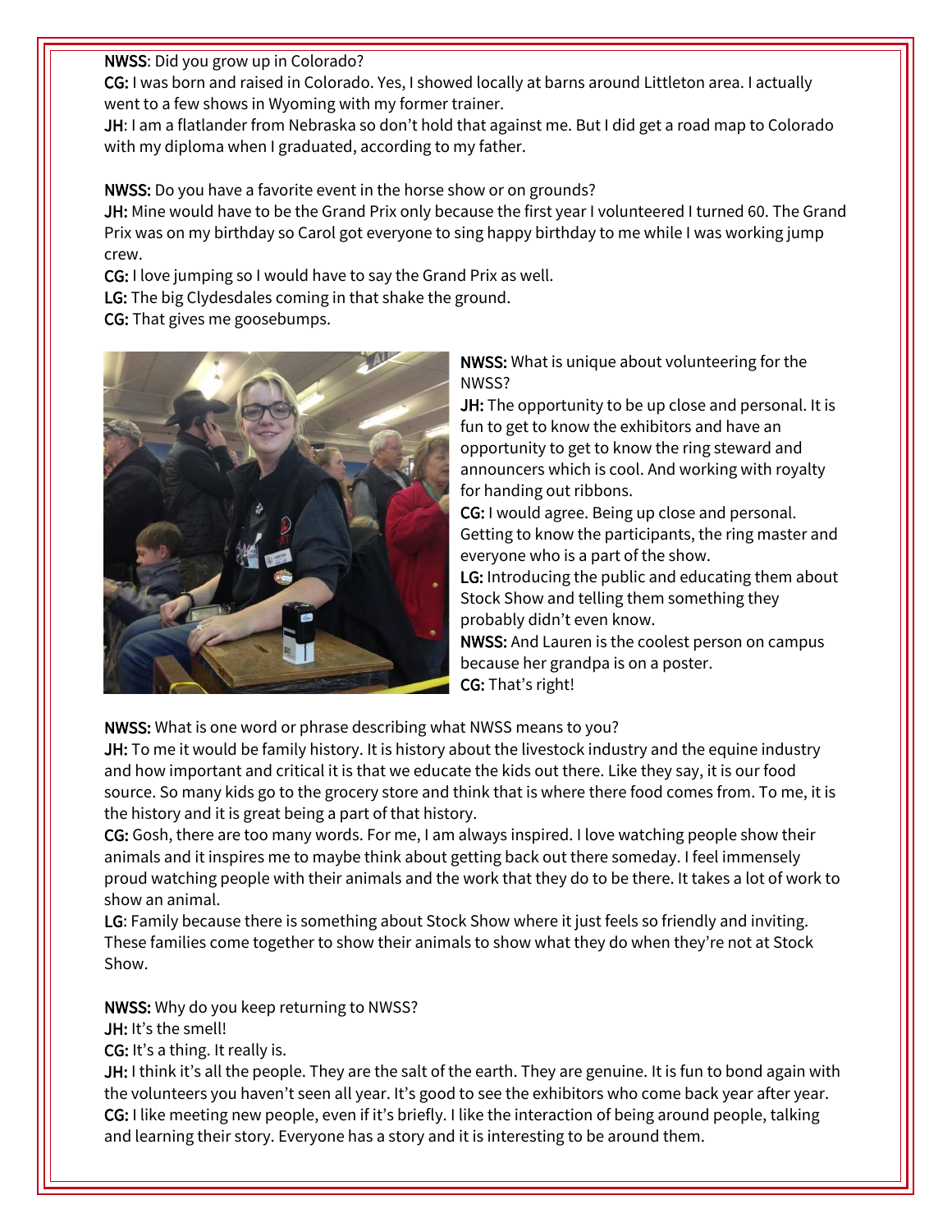**NWSS**: Did you grow up in Colorado?

**CG:** I was born and raised in Colorado. Yes, I showed locally at barns around Littleton area. I actually went to a few shows in Wyoming with my former trainer.

**JH**: I am a flatlander from Nebraska so don't hold that against me. But I did get a road map to Colorado with my diploma when I graduated, according to my father.

**NWSS:** Do you have a favorite event in the horse show or on grounds?

**JH:** Mine would have to be the Grand Prix only because the first year I volunteered I turned 60. The Grand Prix was on my birthday so Carol got everyone to sing happy birthday to me while I was working jump crew.

**CG:** I love jumping so I would have to say the Grand Prix as well.

**LG:** The big Clydesdales coming in that shake the ground.

**CG:** That gives me goosebumps.

**NWSS:** What is unique about volunteering for the NWSS?

**JH:** The opportunity to be up close and personal. It is fun to get to know the exhibitors and have an opportunity to get to know the ring steward and announcers which is cool. And working with royalty for handing out ribbons.

**CG:** I would agree. Being up close and personal. Getting to know the participants, the ring master and everyone who is a part of the show.

**LG:** Introducing the public and educating them about Stock Show and telling them something they probably didn't even know.

**NWSS:** And Lauren is the coolest person on campus because her grandpa is on a poster.

**CG:** That's right!

**NWSS:** What is one word or phrase describing what NWSS means to you?

**JH:** To me it would be family history. It is history about the livestock industry and the equine industry and how important and critical it is that we educate the kids out there. Like they say, it is our food source. So many kids go to the grocery store and think that is where there food comes from. To me, it is the history and it is great being a part of that history.

**CG:** Gosh, there are too many words. For me, I am always inspired. I love watching people show their animals and it inspires me to maybe think about getting back out there someday. I feel immensely proud watching people with their animals and the work that they do to be there. It takes a lot of work to show an animal.

**LG**: Family because there is something about Stock Show where it just feels so friendly and inviting. These families come together to show their animals to show what they do when they're not at Stock Show.

**NWSS:** Why do you keep returning to NWSS?

**JH:** It's the smell!

**CG:** It's a thing. It really is.

**JH:** I think it's all the people. They are the salt of the earth. They are genuine. It is fun to bond again with the volunteers you haven't seen all year. It's good to see the exhibitors who come back year after year.

**CG:** I like meeting new people, even if it's briefly. I like the interaction of being around people, talking and learning their story. Everyone has a story and it is interesting to be around them.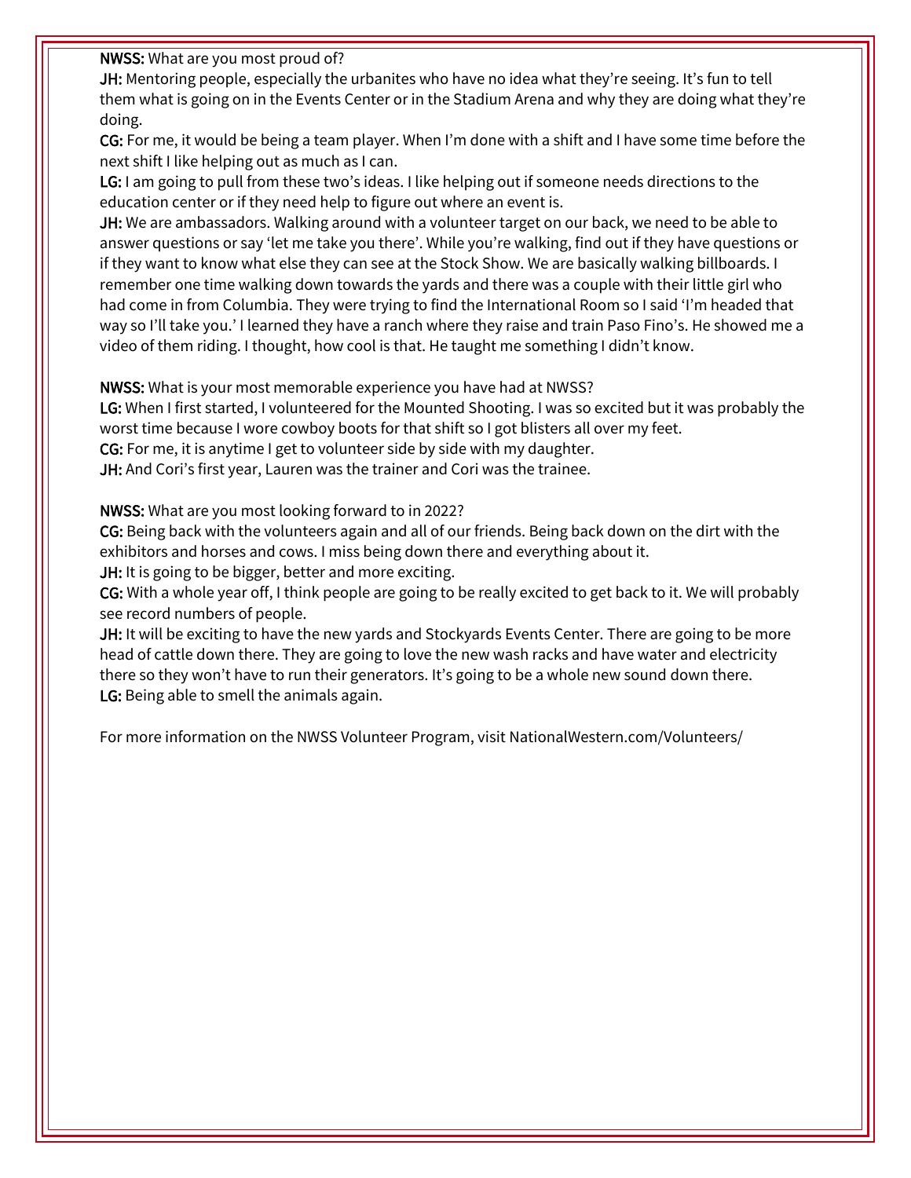**NWSS:** What are you most proud of?

**JH:** Mentoring people, especially the urbanites who have no idea what they're seeing. It's fun to tell them what is going on in the Events Center or in the Stadium Arena and why they are doing what they're doing.

**CG:** For me, it would be being a team player. When I'm done with a shift and I have some time before the next shift I like helping out as much as I can.

**LG:** I am going to pull from these two's ideas. I like helping out if someone needs directions to the education center or if they need help to figure out where an event is.

**JH:** We are ambassadors. Walking around with a volunteer target on our back, we need to be able to answer questions or say 'let me take you there'. While you're walking, find out if they have questions or if they want to know what else they can see at the Stock Show. We are basically walking billboards. I remember one time walking down towards the yards and there was a couple with their little girl who had come in from Columbia. They were trying to find the International Room so I said 'I'm headed that way so I'll take you.' I learned they have a ranch where they raise and train Paso Fino's. He showed me a video of them riding. I thought, how cool is that. He taught me something I didn't know.

**NWSS:** What is your most memorable experience you have had at NWSS?

**LG:** When I first started, I volunteered for the Mounted Shooting. I was so excited but it was probably the worst time because I wore cowboy boots for that shift so I got blisters all over my feet.

**CG:** For me, it is anytime I get to volunteer side by side with my daughter.

**JH:** And Cori's first year, Lauren was the trainer and Cori was the trainee.

**NWSS:** What are you most looking forward to in 2022?

**CG:** Being back with the volunteers again and all of our friends. Being back down on the dirt with the exhibitors and horses and cows. I miss being down there and everything about it.

**JH:** It is going to be bigger, better and more exciting.

**CG:** With a whole year off, I think people are going to be really excited to get back to it. We will probably see record numbers of people.

**JH:** It will be exciting to have the new yards and Stockyards Events Center. There are going to be more head of cattle down there. They are going to love the new wash racks and have water and electricity there so they won't have to run their generators. It's going to be a whole new sound down there.

**LG:** Being able to smell the animals again.

For more information on the NWSS Volunteer Program, visit NationalWestern.com/Volunteers/